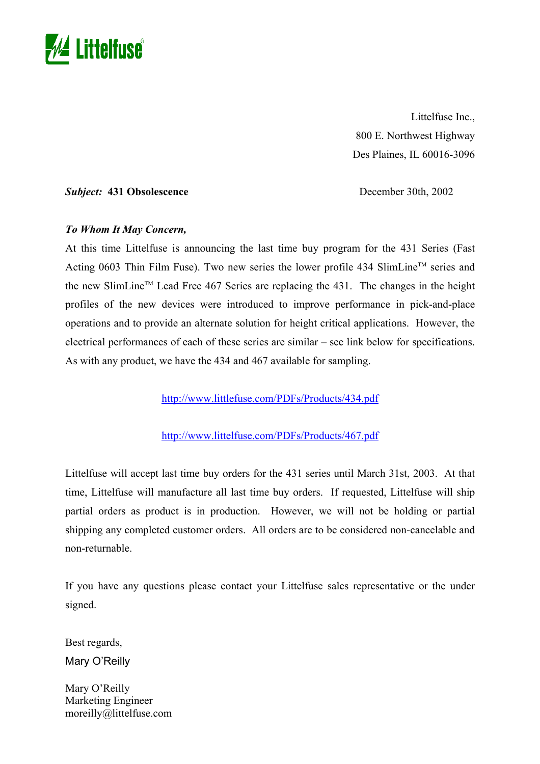Littelfuse

Littelfuse Inc.,
800 E. Northwest Highway
Des Plaines, IL 60016-3096

***Subject:*** **431 Obsolescence** December 30th, 2002

***To Whom It May Concern,***

At this time Littelfuse is announcing the last time buy program for the 431 Series (Fast Acting 0603 Thin Film Fuse). Two new series the lower profile 434 SlimLine™ series and the new SlimLine™ Lead Free 467 Series are replacing the 431. The changes in the height profiles of the new devices were introduced to improve performance in pick-and-place operations and to provide an alternate solution for height critical applications. However, the electrical performances of each of these series are similar – see link below for specifications. As with any product, we have the 434 and 467 available for sampling.

http://www.littelfuse.com/PDFs/Products/434.pdf

http://www.littelfuse.com/PDFs/Products/467.pdf

Littelfuse will accept last time buy orders for the 431 series until March 31st, 2003. At that time, Littelfuse will manufacture all last time buy orders. If requested, Littelfuse will ship partial orders as product is in production. However, we will not be holding or partial shipping any completed customer orders. All orders are to be considered non-cancelable and non-returnable.

If you have any questions please contact your Littelfuse sales representative or the under signed.

Best regards,
Mary O'Reilly

Mary O'Reilly
Marketing Engineer
moreilly@littelfuse.com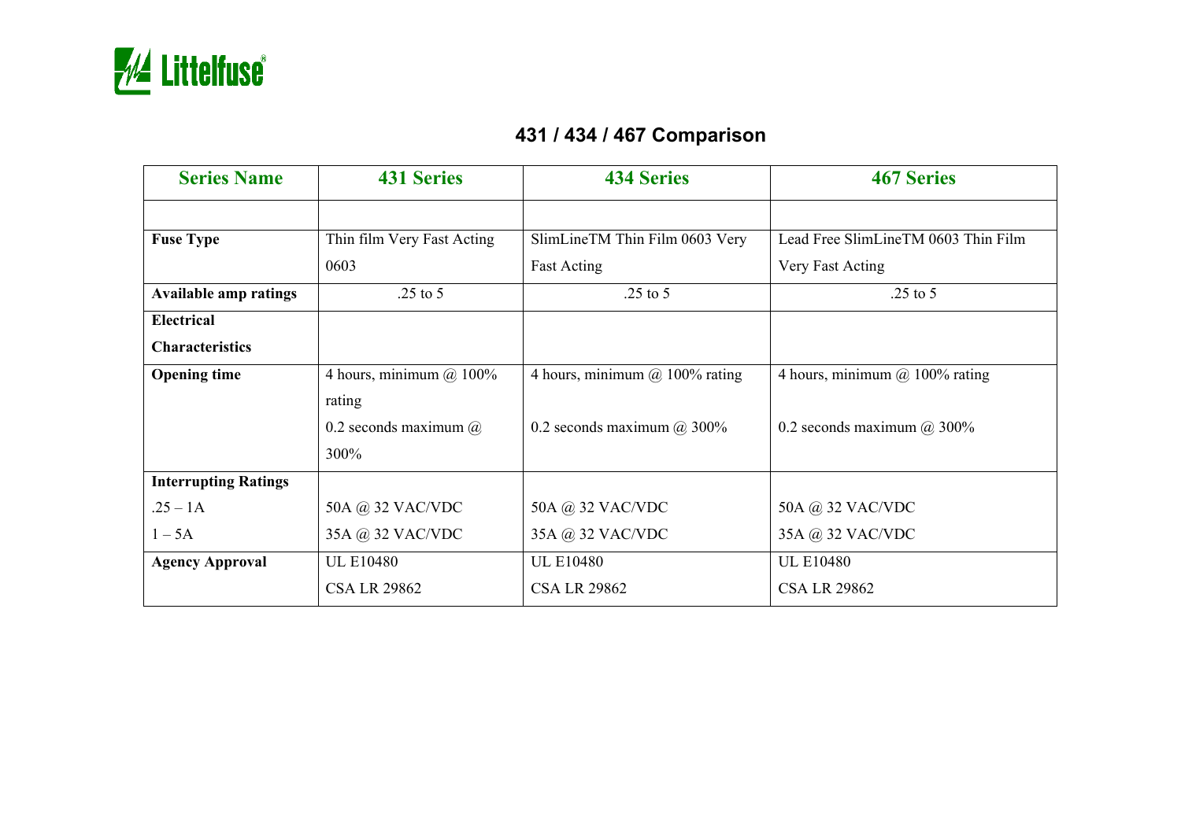## 431 / 434 / 467 Comparison

| Series Name | 431 Series | 434 Series | 467 Series |
|---|---|---|---|
| | | | |
| **Fuse Type** | Thin film Very Fast Acting 0603 | SlimLineTM Thin Film 0603 Very Fast Acting | Lead Free SlimLineTM 0603 Thin Film Very Fast Acting |
| **Available amp ratings** | .25 to 5 | .25 to 5 | .25 to 5 |
| **Electrical Characteristics** | | | |
| **Opening time** | 4 hours, minimum @ 100% rating<br>0.2 seconds maximum @ 300% | 4 hours, minimum @ 100% rating<br>0.2 seconds maximum @ 300% | 4 hours, minimum @ 100% rating<br>0.2 seconds maximum @ 300% |
| **Interrupting Ratings**<br>.25 – 1A<br>1 – 5A | <br>50A @ 32 VAC/VDC<br>35A @ 32 VAC/VDC | <br>50A @ 32 VAC/VDC<br>35A @ 32 VAC/VDC | <br>50A @ 32 VAC/VDC<br>35A @ 32 VAC/VDC |
| **Agency Approval** | UL E10480<br>CSA LR 29862 | UL E10480<br>CSA LR 29862 | UL E10480<br>CSA LR 29862 |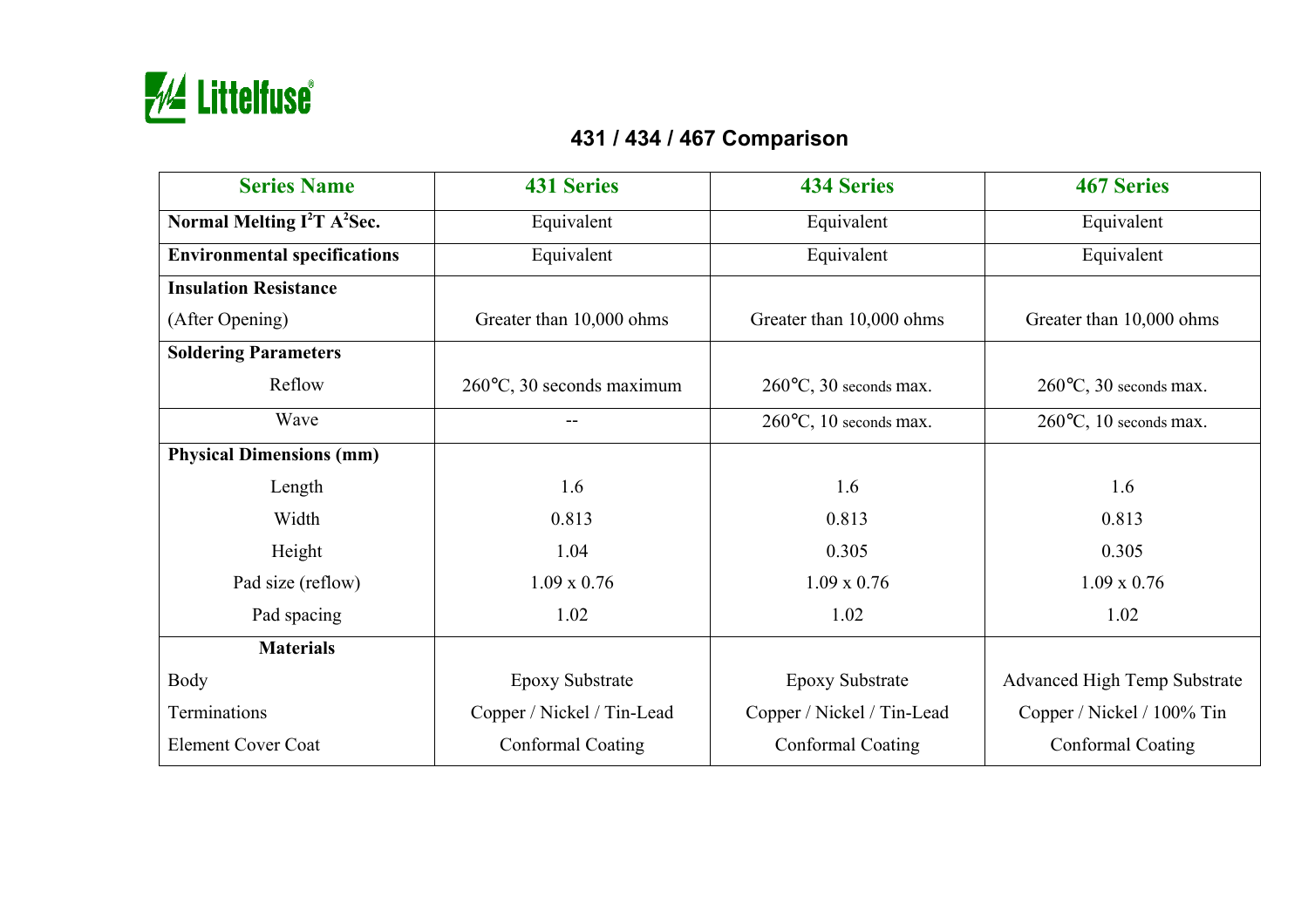Littelfuse®

## 431 / 434 / 467 Comparison

| Series Name | 431 Series | 434 Series | 467 Series |
|---|---|---|---|
| **Normal Melting $I^2T$ $A^2$Sec.** | Equivalent | Equivalent | Equivalent |
| **Environmental specifications** | Equivalent | Equivalent | Equivalent |
| **Insulation Resistance** (After Opening) | Greater than 10,000 ohms | Greater than 10,000 ohms | Greater than 10,000 ohms |
| **Soldering Parameters** | | | |
| Reflow | 260°C, 30 seconds maximum | 260°C, 30 seconds max. | 260°C, 30 seconds max. |
| Wave | -- | 260°C, 10 seconds max. | 260°C, 10 seconds max. |
| **Physical Dimensions (mm)** | | | |
| Length | 1.6 | 1.6 | 1.6 |
| Width | 0.813 | 0.813 | 0.813 |
| Height | 1.04 | 0.305 | 0.305 |
| Pad size (reflow) | 1.09 x 0.76 | 1.09 x 0.76 | 1.09 x 0.76 |
| Pad spacing | 1.02 | 1.02 | 1.02 |
| **Materials** | | | |
| Body | Epoxy Substrate | Epoxy Substrate | Advanced High Temp Substrate |
| Terminations | Copper / Nickel / Tin-Lead | Copper / Nickel / Tin-Lead | Copper / Nickel / 100% Tin |
| Element Cover Coat | Conformal Coating | Conformal Coating | Conformal Coating |